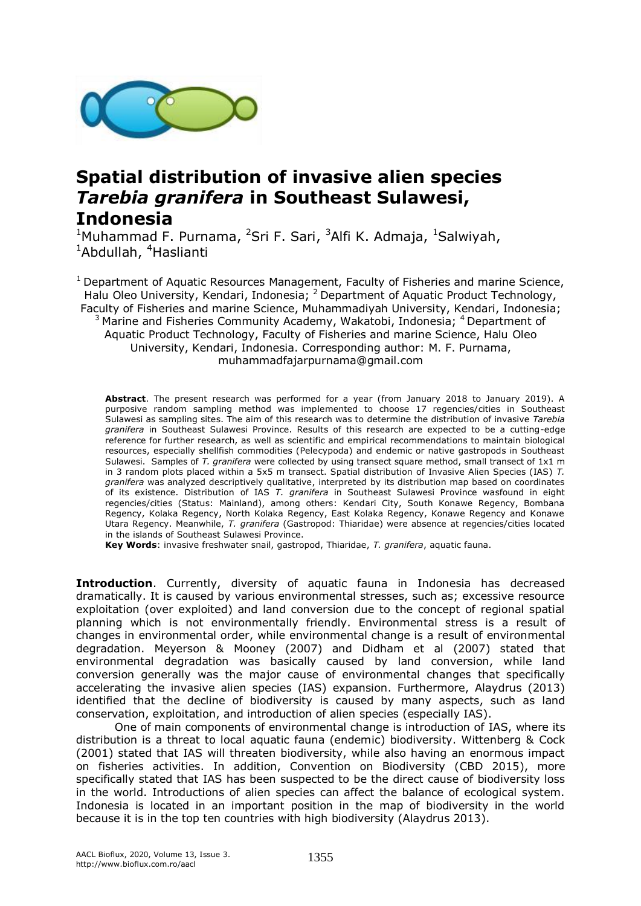# Spatial distribution of invasive alien species *Tarebia granifera* in Southeast Sulawesi, Indonesia

[1]Muhammad F. Purnama, [2]Sri F. Sari, [3]Alfi K. Admaja, [1]Salwiyah, [1]Abdullah, [4]Haslianti

[1] Department of Aquatic Resources Management, Faculty of Fisheries and marine Science, Halu Oleo University, Kendari, Indonesia; [2] Department of Aquatic Product Technology, Faculty of Fisheries and marine Science, Muhammadiyah University, Kendari, Indonesia; [3] Marine and Fisheries Community Academy, Wakatobi, Indonesia; [4] Department of Aquatic Product Technology, Faculty of Fisheries and marine Science, Halu Oleo University, Kendari, Indonesia. Corresponding author: M. F. Purnama, muhammadfajarpurnama@gmail.com

**Abstract**. The present research was performed for a year (from January 2018 to January 2019). A purposive random sampling method was implemented to choose 17 regencies/cities in Southeast Sulawesi as sampling sites. The aim of this research was to determine the distribution of invasive *Tarebia granifera* in Southeast Sulawesi Province. Results of this research are expected to be a cutting-edge reference for further research, as well as scientific and empirical recommendations to maintain biological resources, especially shellfish commodities (Pelecypoda) and endemic or native gastropods in Southeast Sulawesi. Samples of *T. granifera* were collected by using transect square method, small transect of 1x1 m in 3 random plots placed within a 5x5 m transect. Spatial distribution of Invasive Alien Species (IAS) *T. granifera* was analyzed descriptively qualitative, interpreted by its distribution map based on coordinates of its existence. Distribution of IAS *T. granifera* in Southeast Sulawesi Province wasfound in eight regencies/cities (Status: Mainland), among others: Kendari City, South Konawe Regency, Bombana Regency, Kolaka Regency, North Kolaka Regency, East Kolaka Regency, Konawe Regency and Konawe Utara Regency. Meanwhile, *T. granifera* (Gastropod: Thiaridae) were absence at regencies/cities located in the islands of Southeast Sulawesi Province.

**Key Words**: invasive freshwater snail, gastropod, Thiaridae, *T. granifera*, aquatic fauna.

**Introduction**. Currently, diversity of aquatic fauna in Indonesia has decreased dramatically. It is caused by various environmental stresses, such as; excessive resource exploitation (over exploited) and land conversion due to the concept of regional spatial planning which is not environmentally friendly. Environmental stress is a result of changes in environmental order, while environmental change is a result of environmental degradation. Meyerson & Mooney (2007) and Didham et al (2007) stated that environmental degradation was basically caused by land conversion, while land conversion generally was the major cause of environmental changes that specifically accelerating the invasive alien species (IAS) expansion. Furthermore, Alaydrus (2013) identified that the decline of biodiversity is caused by many aspects, such as land conservation, exploitation, and introduction of alien species (especially IAS).

One of main components of environmental change is introduction of IAS, where its distribution is a threat to local aquatic fauna (endemic) biodiversity. Wittenberg & Cock (2001) stated that IAS will threaten biodiversity, while also having an enormous impact on fisheries activities. In addition, Convention on Biodiversity (CBD 2015), more specifically stated that IAS has been suspected to be the direct cause of biodiversity loss in the world. Introductions of alien species can affect the balance of ecological system. Indonesia is located in an important position in the map of biodiversity in the world because it is in the top ten countries with high biodiversity (Alaydrus 2013).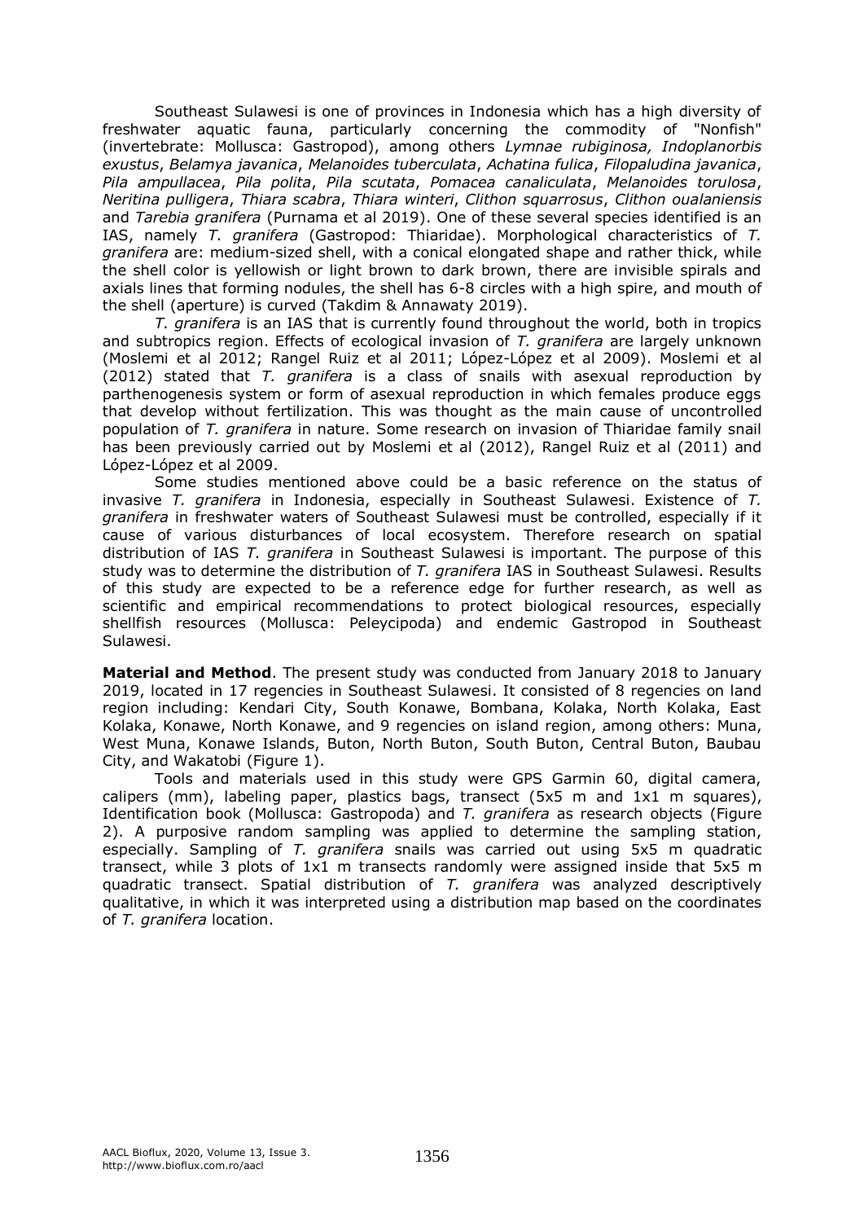Southeast Sulawesi is one of provinces in Indonesia which has a high diversity of freshwater aquatic fauna, particularly concerning the commodity of "Nonfish" (invertebrate: Mollusca: Gastropod), among others *Lymnae rubiginosa, Indoplanorbis exustus*, *Belamya javanica*, *Melanoides tuberculata*, *Achatina fulica*, *Filopaludina javanica*, *Pila ampullacea*, *Pila polita*, *Pila scutata*, *Pomacea canaliculata*, *Melanoides torulosa*, *Neritina pulligera*, *Thiara scabra*, *Thiara winteri*, *Clithon squarrosus*, *Clithon oualaniensis* and *Tarebia granifera* (Purnama et al 2019). One of these several species identified is an IAS, namely *T. granifera* (Gastropod: Thiaridae). Morphological characteristics of *T. granifera* are: medium-sized shell, with a conical elongated shape and rather thick, while the shell color is yellowish or light brown to dark brown, there are invisible spirals and axials lines that forming nodules, the shell has 6-8 circles with a high spire, and mouth of the shell (aperture) is curved (Takdim & Annawaty 2019).

*T. granifera* is an IAS that is currently found throughout the world, both in tropics and subtropics region. Effects of ecological invasion of *T. granifera* are largely unknown (Moslemi et al 2012; Rangel Ruiz et al 2011; López-López et al 2009). Moslemi et al (2012) stated that *T. granifera* is a class of snails with asexual reproduction by parthenogenesis system or form of asexual reproduction in which females produce eggs that develop without fertilization. This was thought as the main cause of uncontrolled population of *T. granifera* in nature. Some research on invasion of Thiaridae family snail has been previously carried out by Moslemi et al (2012), Rangel Ruiz et al (2011) and López-López et al 2009.

Some studies mentioned above could be a basic reference on the status of invasive *T. granifera* in Indonesia, especially in Southeast Sulawesi. Existence of *T. granifera* in freshwater waters of Southeast Sulawesi must be controlled, especially if it cause of various disturbances of local ecosystem. Therefore research on spatial distribution of IAS *T. granifera* in Southeast Sulawesi is important. The purpose of this study was to determine the distribution of *T. granifera* IAS in Southeast Sulawesi. Results of this study are expected to be a reference edge for further research, as well as scientific and empirical recommendations to protect biological resources, especially shellfish resources (Mollusca: Peleycipoda) and endemic Gastropod in Southeast Sulawesi.

**Material and Method**. The present study was conducted from January 2018 to January 2019, located in 17 regencies in Southeast Sulawesi. It consisted of 8 regencies on land region including: Kendari City, South Konawe, Bombana, Kolaka, North Kolaka, East Kolaka, Konawe, North Konawe, and 9 regencies on island region, among others: Muna, West Muna, Konawe Islands, Buton, North Buton, South Buton, Central Buton, Baubau City, and Wakatobi (Figure 1).

Tools and materials used in this study were GPS Garmin 60, digital camera, calipers (mm), labeling paper, plastics bags, transect (5x5 m and 1x1 m squares), Identification book (Mollusca: Gastropoda) and *T. granifera* as research objects (Figure 2). A purposive random sampling was applied to determine the sampling station, especially. Sampling of *T. granifera* snails was carried out using 5x5 m quadratic transect, while 3 plots of 1x1 m transects randomly were assigned inside that 5x5 m quadratic transect. Spatial distribution of *T. granifera* was analyzed descriptively qualitative, in which it was interpreted using a distribution map based on the coordinates of *T. granifera* location.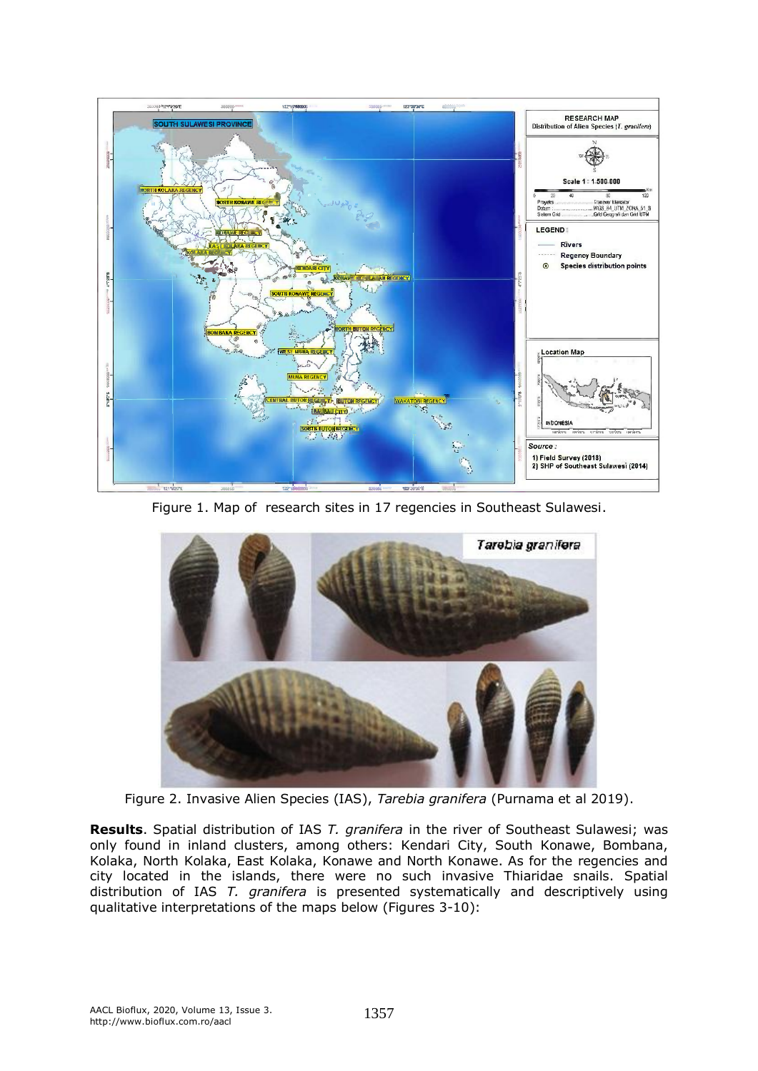Figure 1. Map of research sites in 17 regencies in Southeast Sulawesi.

Figure 2. Invasive Alien Species (IAS), *Tarebia granifera* (Purnama et al 2019).

**Results**. Spatial distribution of IAS *T. granifera* in the river of Southeast Sulawesi; was only found in inland clusters, among others: Kendari City, South Konawe, Bombana, Kolaka, North Kolaka, East Kolaka, Konawe and North Konawe. As for the regencies and city located in the islands, there were no such invasive Thiaridae snails. Spatial distribution of IAS *T. granifera* is presented systematically and descriptively using qualitative interpretations of the maps below (Figures 3-10):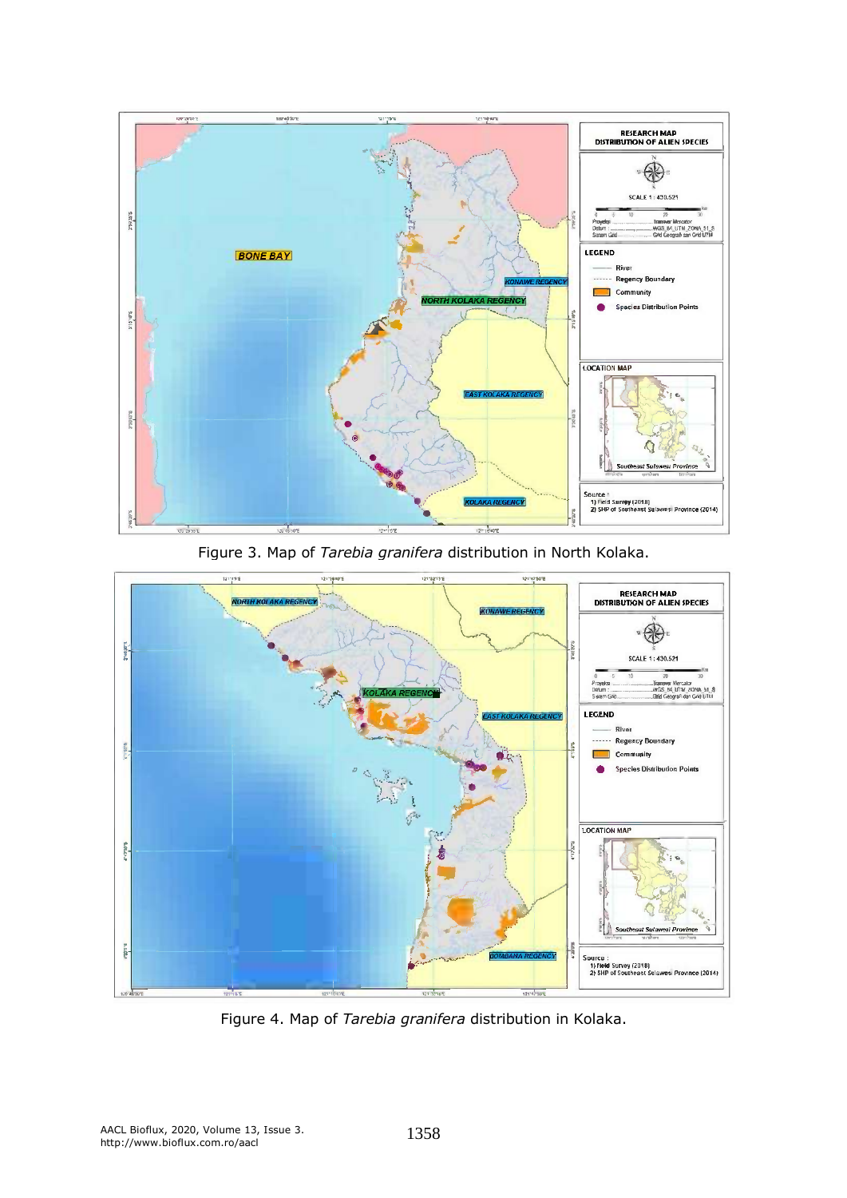RESEARCH MAP
DISTRIBUTION OF ALIEN SPECIES

SCALE 1 : 430.521

LEGEND

River

Regency Boundary

Community

Species Distribution Points

LOCATION MAP

Southeast Sulawesi Province

Source :
1) Field Survey (2018)
2) SHP of Southeast Sulawesi Province (2014)

BONE BAY

KONAWE REGENCY

NORTH KOLAKA REGENCY

EAST KOLAKA REGENCY

KOLAKA REGENCY

Figure 3. Map of *Tarebia granifera* distribution in North Kolaka.

RESEARCH MAP
DISTRIBUTION OF ALIEN SPECIES

SCALE 1 : 430.521

LEGEND

River

Regency Boundary

Community

Species Distribution Points

LOCATION MAP

Southeast Sulawesi Province

Source :
1) Field Survey (2018)
2) SHP of Southeast Sulawesi Province (2014)

NORTH KOLAKA REGENCY

KONAWE REGENCY

KOLAKA REGENCY

EAST KOLAKA REGENCY

BOMBANA REGENCY

Figure 4. Map of *Tarebia granifera* distribution in Kolaka.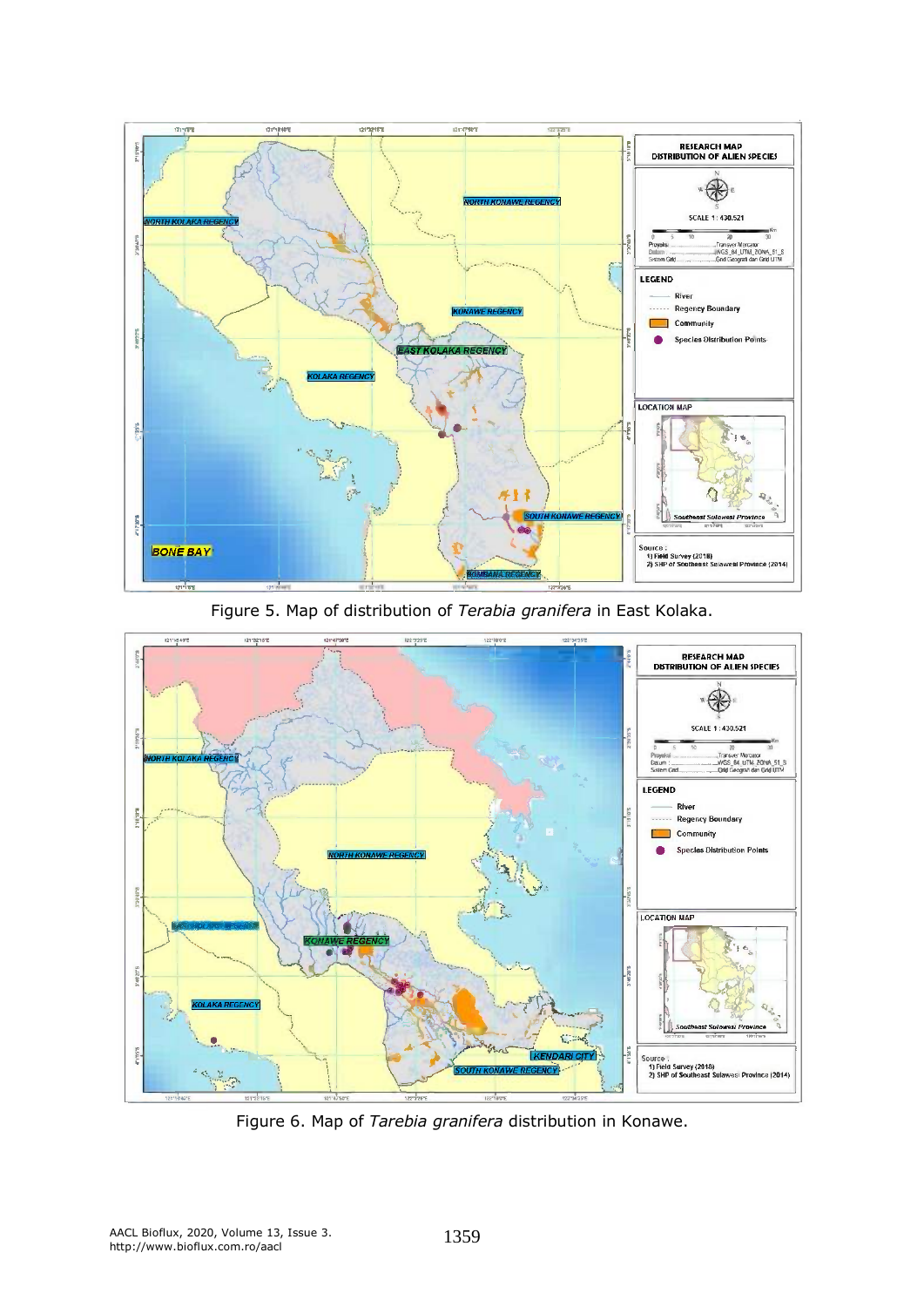RESEARCH MAP
DISTRIBUTION OF ALIEN SPECIES

SCALE 1 : 430.521

Proyeksi ........................Transverse Mercator
Datum ...........................WGS_84_UTM_ZONA_51_S
Sistem Grid ....................Grid Geografi dan Grid UTM

LEGEND
River
Regency Boundary
Community
Species Distribution Points

LOCATION MAP
Southeast Sulawesi Province

Source :
1) Field Survey (2018)
2) SHP of Southeast Sulawesi Province (2014)

NORTH KOLAKA REGENCY
NORTH KONAWE REGENCY
KONAWE REGENCY
EAST KOLAKA REGENCY
KOLAKA REGENCY
SOUTH KONAWE REGENCY
BOMBANA REGENCY
BONE BAY

Figure 5. Map of distribution of *Terabia granifera* in East Kolaka.

RESEARCH MAP
DISTRIBUTION OF ALIEN SPECIES

SCALE 1 : 430.521

Proyeksi ........................Transverse Mercator
Datum ...........................WGS_84_UTM_ZONA_51_S
Sistem Grid ....................Grid Geografi dan Grid UTM

LEGEND
River
Regency Boundary
Community
Species Distribution Points

LOCATION MAP
Southeast Sulawesi Province

Source :
1) Field Survey (2018)
2) SHP of Southeast Sulawesi Province (2014)

NORTH KOLAKA REGENCY
NORTH KONAWE REGENCY
KONAWE REGENCY
KOLAKA REGENCY
KENDARI CITY
SOUTH KONAWE REGENCY

Figure 6. Map of *Tarebia granifera* distribution in Konawe.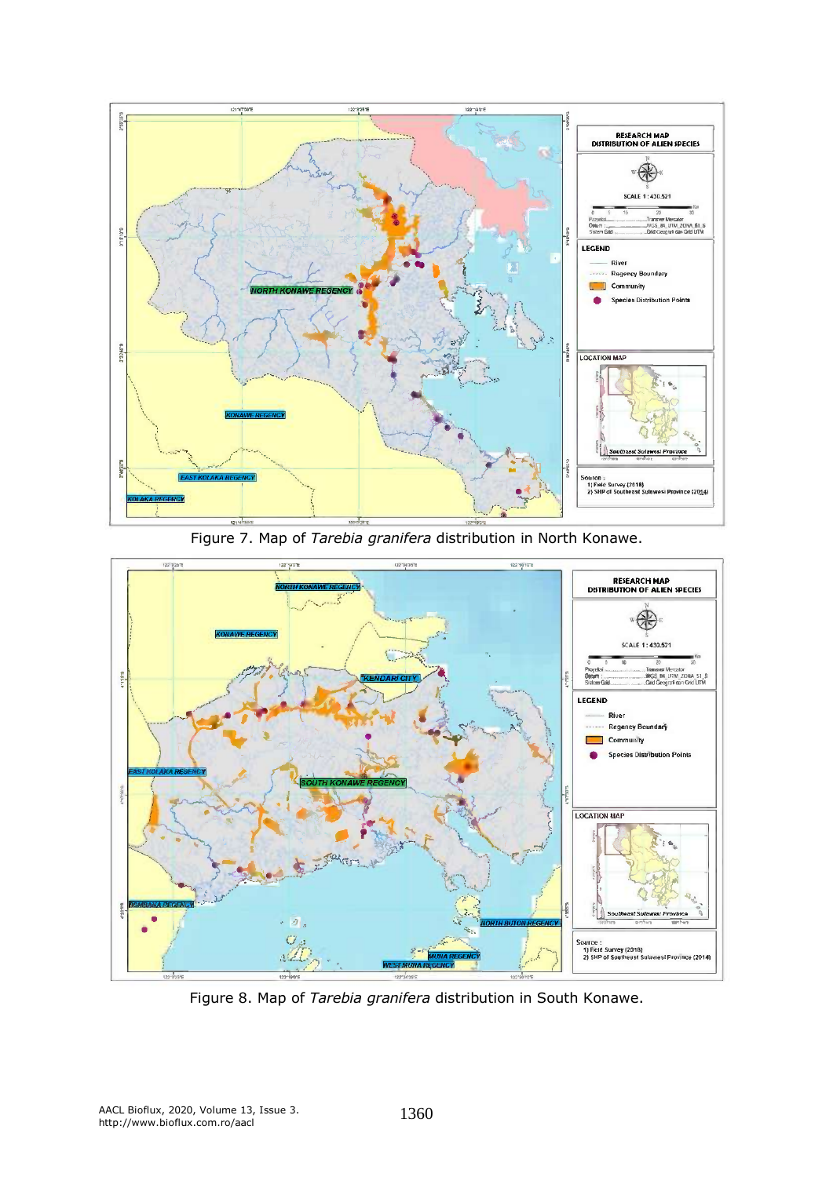Figure 7. Map of *Tarebia granifera* distribution in North Konawe.

Figure 8. Map of *Tarebia granifera* distribution in South Konawe.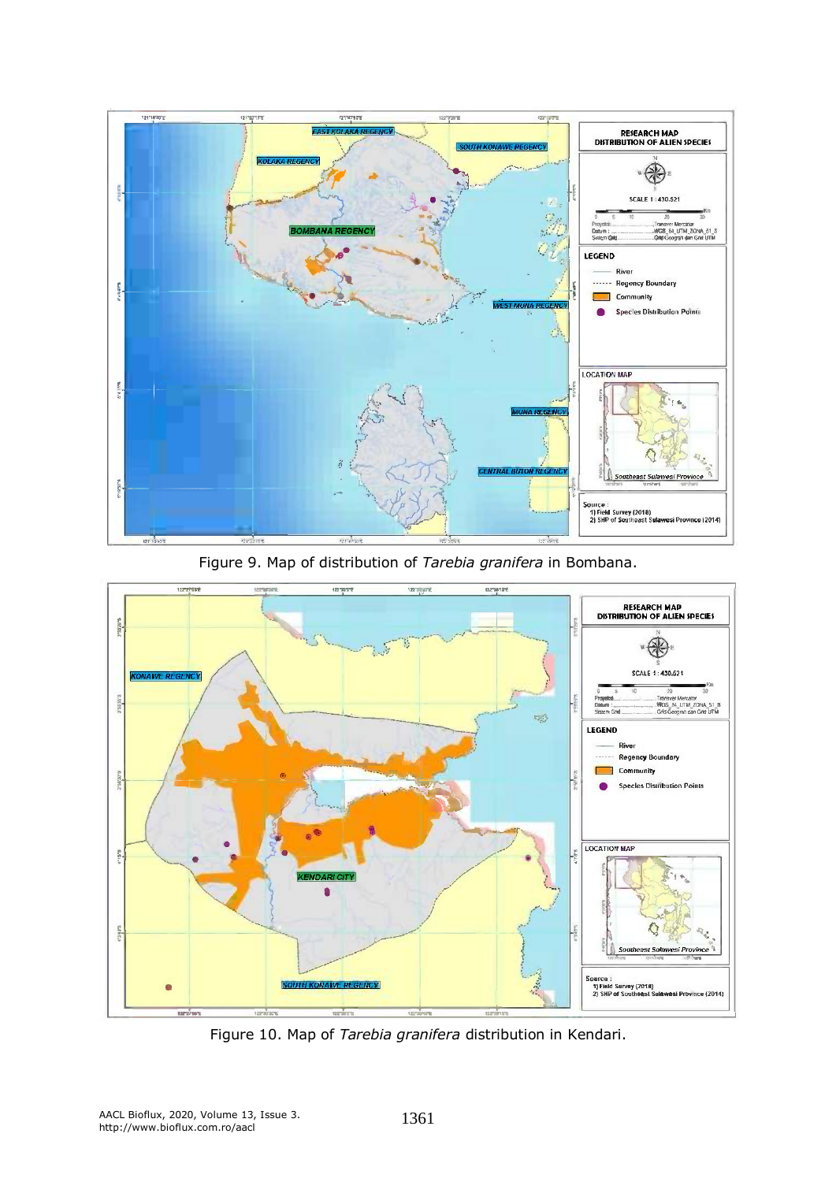Figure 9. Map of distribution of *Tarebia granifera* in Bombana.

Figure 10. Map of *Tarebia granifera* distribution in Kendari.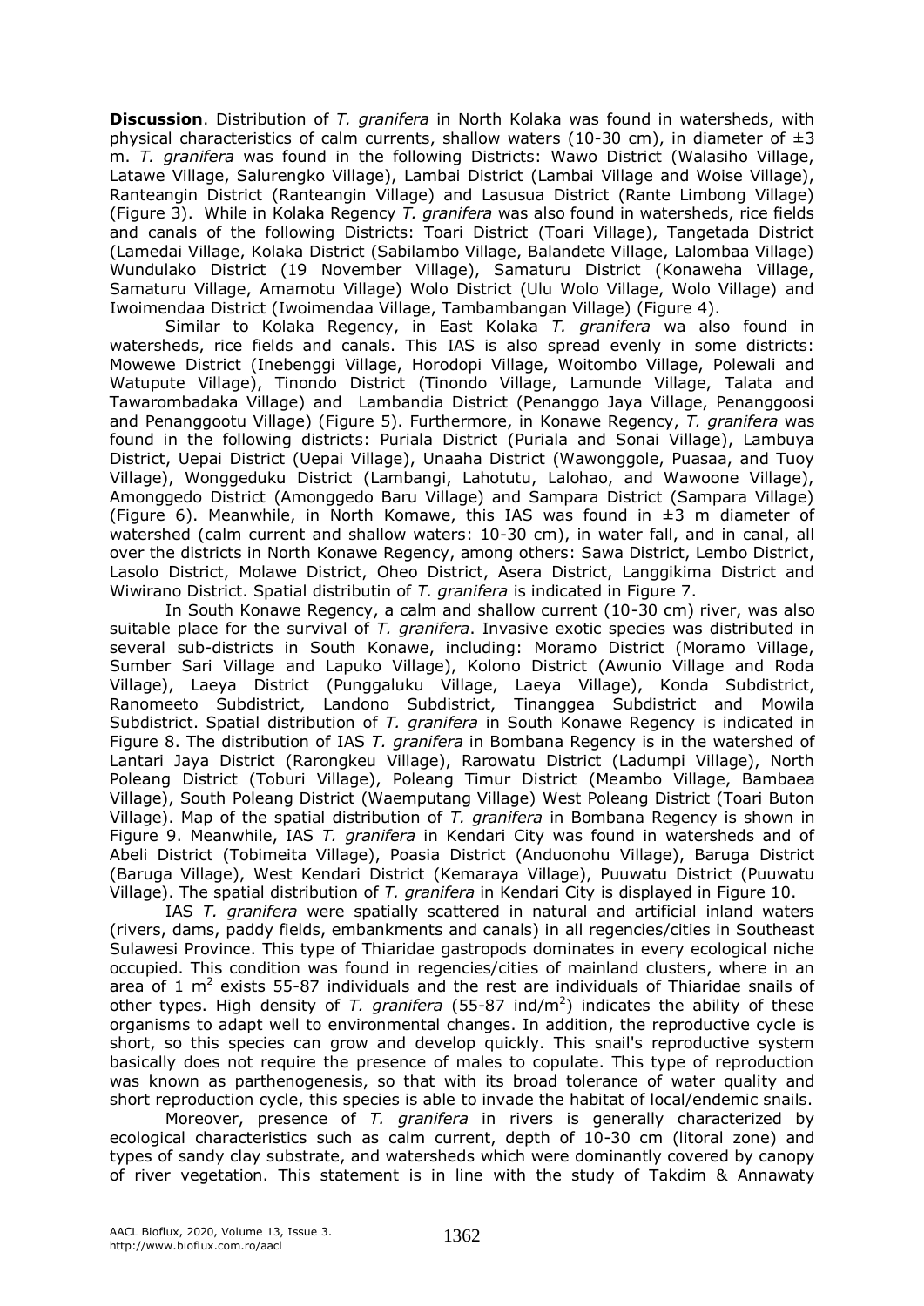**Discussion**. Distribution of *T. granifera* in North Kolaka was found in watersheds, with physical characteristics of calm currents, shallow waters (10-30 cm), in diameter of ±3 m. *T. granifera* was found in the following Districts: Wawo District (Walasiho Village, Latawe Village, Salurengko Village), Lambai District (Lambai Village and Woise Village), Ranteangin District (Ranteangin Village) and Lasusua District (Rante Limbong Village) (Figure 3). While in Kolaka Regency *T. granifera* was also found in watersheds, rice fields and canals of the following Districts: Toari District (Toari Village), Tangetada District (Lamedai Village, Kolaka District (Sabilambo Village, Balandete Village, Lalombaa Village) Wundulako District (19 November Village), Samaturu District (Konaweha Village, Samaturu Village, Amamotu Village) Wolo District (Ulu Wolo Village, Wolo Village) and Iwoimendaa District (Iwoimendaa Village, Tambambangan Village) (Figure 4).

Similar to Kolaka Regency, in East Kolaka *T. granifera* wa also found in watersheds, rice fields and canals. This IAS is also spread evenly in some districts: Mowewe District (Inebenggi Village, Horodopi Village, Woitombo Village, Polewali and Watupute Village), Tinondo District (Tinondo Village, Lamunde Village, Talata and Tawarombadaka Village) and Lambandia District (Penanggo Jaya Village, Penanggoosi and Penanggootu Village) (Figure 5). Furthermore, in Konawe Regency, *T. granifera* was found in the following districts: Puriala District (Puriala and Sonai Village), Lambuya District, Uepai District (Uepai Village), Unaaha District (Wawonggole, Puasaa, and Tuoy Village), Wonggeduku District (Lambangi, Lahotutu, Lalohao, and Wawoone Village), Amonggedo District (Amonggedo Baru Village) and Sampara District (Sampara Village) (Figure 6). Meanwhile, in North Komawe, this IAS was found in ±3 m diameter of watershed (calm current and shallow waters: 10-30 cm), in water fall, and in canal, all over the districts in North Konawe Regency, among others: Sawa District, Lembo District, Lasolo District, Molawe District, Oheo District, Asera District, Langgikima District and Wiwirano District. Spatial distributin of *T. granifera* is indicated in Figure 7.

In South Konawe Regency, a calm and shallow current (10-30 cm) river, was also suitable place for the survival of *T. granifera*. Invasive exotic species was distributed in several sub-districts in South Konawe, including: Moramo District (Moramo Village, Sumber Sari Village and Lapuko Village), Kolono District (Awunio Village and Roda Village), Laeya District (Punggaluku Village, Laeya Village), Konda Subdistrict, Ranomeeto Subdistrict, Landono Subdistrict, Tinanggea Subdistrict and Mowila Subdistrict. Spatial distribution of *T. granifera* in South Konawe Regency is indicated in Figure 8. The distribution of IAS *T. granifera* in Bombana Regency is in the watershed of Lantari Jaya District (Rarongkeu Village), Rarowatu District (Ladumpi Village), North Poleang District (Toburi Village), Poleang Timur District (Meambo Village, Bambaea Village), South Poleang District (Waemputang Village) West Poleang District (Toari Buton Village). Map of the spatial distribution of *T. granifera* in Bombana Regency is shown in Figure 9. Meanwhile, IAS *T. granifera* in Kendari City was found in watersheds and of Abeli District (Tobimeita Village), Poasia District (Anduonohu Village), Baruga District (Baruga Village), West Kendari District (Kemaraya Village), Puuwatu District (Puuwatu Village). The spatial distribution of *T. granifera* in Kendari City is displayed in Figure 10.

IAS *T. granifera* were spatially scattered in natural and artificial inland waters (rivers, dams, paddy fields, embankments and canals) in all regencies/cities in Southeast Sulawesi Province. This type of Thiaridae gastropods dominates in every ecological niche occupied. This condition was found in regencies/cities of mainland clusters, where in an area of 1 $m^2$ exists 55-87 individuals and the rest are individuals of Thiaridae snails of other types. High density of *T. granifera* (55-87 ind/$m^2$) indicates the ability of these organisms to adapt well to environmental changes. In addition, the reproductive cycle is short, so this species can grow and develop quickly. This snail's reproductive system basically does not require the presence of males to copulate. This type of reproduction was known as parthenogenesis, so that with its broad tolerance of water quality and short reproduction cycle, this species is able to invade the habitat of local/endemic snails.

Moreover, presence of *T. granifera* in rivers is generally characterized by ecological characteristics such as calm current, depth of 10-30 cm (litoral zone) and types of sandy clay substrate, and watersheds which were dominantly covered by canopy of river vegetation. This statement is in line with the study of Takdim & Annawaty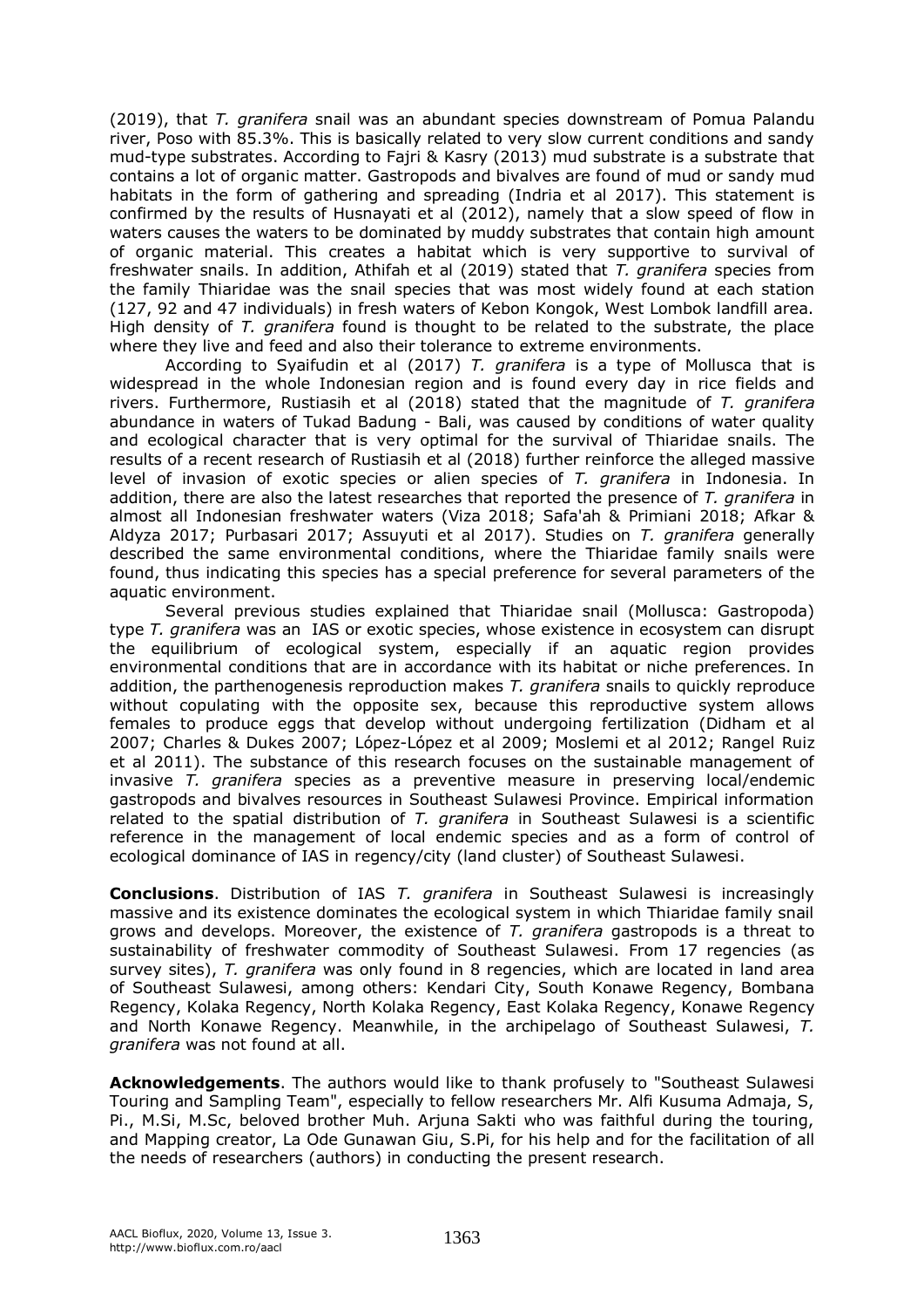(2019), that *T. granifera* snail was an abundant species downstream of Pomua Palandu river, Poso with 85.3%. This is basically related to very slow current conditions and sandy mud-type substrates. According to Fajri & Kasry (2013) mud substrate is a substrate that contains a lot of organic matter. Gastropods and bivalves are found of mud or sandy mud habitats in the form of gathering and spreading (Indria et al 2017). This statement is confirmed by the results of Husnayati et al (2012), namely that a slow speed of flow in waters causes the waters to be dominated by muddy substrates that contain high amount of organic material. This creates a habitat which is very supportive to survival of freshwater snails. In addition, Athifah et al (2019) stated that *T. granifera* species from the family Thiaridae was the snail species that was most widely found at each station (127, 92 and 47 individuals) in fresh waters of Kebon Kongok, West Lombok landfill area. High density of *T. granifera* found is thought to be related to the substrate, the place where they live and feed and also their tolerance to extreme environments.

According to Syaifudin et al (2017) *T. granifera* is a type of Mollusca that is widespread in the whole Indonesian region and is found every day in rice fields and rivers. Furthermore, Rustiasih et al (2018) stated that the magnitude of *T. granifera* abundance in waters of Tukad Badung - Bali, was caused by conditions of water quality and ecological character that is very optimal for the survival of Thiaridae snails. The results of a recent research of Rustiasih et al (2018) further reinforce the alleged massive level of invasion of exotic species or alien species of *T. granifera* in Indonesia. In addition, there are also the latest researches that reported the presence of *T. granifera* in almost all Indonesian freshwater waters (Viza 2018; Safa'ah & Primiani 2018; Afkar & Aldyza 2017; Purbasari 2017; Assuyuti et al 2017). Studies on *T. granifera* generally described the same environmental conditions, where the Thiaridae family snails were found, thus indicating this species has a special preference for several parameters of the aquatic environment.

Several previous studies explained that Thiaridae snail (Mollusca: Gastropoda) type *T. granifera* was an IAS or exotic species, whose existence in ecosystem can disrupt the equilibrium of ecological system, especially if an aquatic region provides environmental conditions that are in accordance with its habitat or niche preferences. In addition, the parthenogenesis reproduction makes *T. granifera* snails to quickly reproduce without copulating with the opposite sex, because this reproductive system allows females to produce eggs that develop without undergoing fertilization (Didham et al 2007; Charles & Dukes 2007; López-López et al 2009; Moslemi et al 2012; Rangel Ruiz et al 2011). The substance of this research focuses on the sustainable management of invasive *T. granifera* species as a preventive measure in preserving local/endemic gastropods and bivalves resources in Southeast Sulawesi Province. Empirical information related to the spatial distribution of *T. granifera* in Southeast Sulawesi is a scientific reference in the management of local endemic species and as a form of control of ecological dominance of IAS in regency/city (land cluster) of Southeast Sulawesi.

**Conclusions**. Distribution of IAS *T. granifera* in Southeast Sulawesi is increasingly massive and its existence dominates the ecological system in which Thiaridae family snail grows and develops. Moreover, the existence of *T. granifera* gastropods is a threat to sustainability of freshwater commodity of Southeast Sulawesi. From 17 regencies (as survey sites), *T. granifera* was only found in 8 regencies, which are located in land area of Southeast Sulawesi, among others: Kendari City, South Konawe Regency, Bombana Regency, Kolaka Regency, North Kolaka Regency, East Kolaka Regency, Konawe Regency and North Konawe Regency. Meanwhile, in the archipelago of Southeast Sulawesi, *T. granifera* was not found at all.

**Acknowledgements**. The authors would like to thank profusely to "Southeast Sulawesi Touring and Sampling Team", especially to fellow researchers Mr. Alfi Kusuma Admaja, S, Pi., M.Si, M.Sc, beloved brother Muh. Arjuna Sakti who was faithful during the touring, and Mapping creator, La Ode Gunawan Giu, S.Pi, for his help and for the facilitation of all the needs of researchers (authors) in conducting the present research.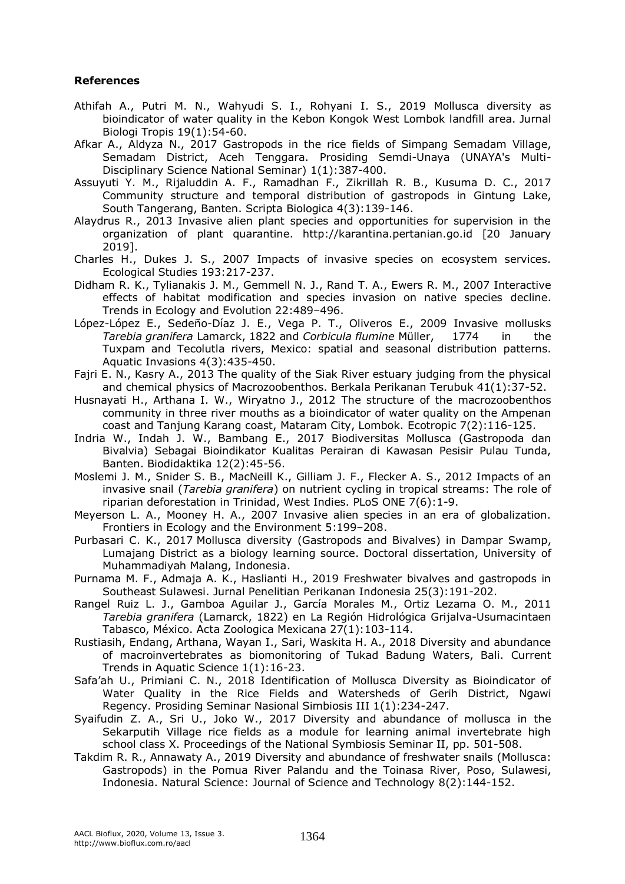**References**

Athifah A., Putri M. N., Wahyudi S. I., Rohyani I. S., 2019 Mollusca diversity as bioindicator of water quality in the Kebon Kongok West Lombok landfill area. Jurnal Biologi Tropis 19(1):54-60.

Afkar A., Aldyza N., 2017 Gastropods in the rice fields of Simpang Semadam Village, Semadam District, Aceh Tenggara. Prosiding Semdi-Unaya (UNAYA's Multi-Disciplinary Science National Seminar) 1(1):387-400.

Assuyuti Y. M., Rijaluddin A. F., Ramadhan F., Zikrillah R. B., Kusuma D. C., 2017 Community structure and temporal distribution of gastropods in Gintung Lake, South Tangerang, Banten. Scripta Biologica 4(3):139-146.

Alaydrus R., 2013 Invasive alien plant species and opportunities for supervision in the organization of plant quarantine. http://karantina.pertanian.go.id [20 January 2019].

Charles H., Dukes J. S., 2007 Impacts of invasive species on ecosystem services. Ecological Studies 193:217-237.

Didham R. K., Tylianakis J. M., Gemmell N. J., Rand T. A., Ewers R. M., 2007 Interactive effects of habitat modification and species invasion on native species decline. Trends in Ecology and Evolution 22:489–496.

López-López E., Sedeño-Díaz J. E., Vega P. T., Oliveros E., 2009 Invasive mollusks *Tarebia granifera* Lamarck, 1822 and *Corbicula flumine* Müller, 1774 in the Tuxpam and Tecolutla rivers, Mexico: spatial and seasonal distribution patterns. Aquatic Invasions 4(3):435-450.

Fajri E. N., Kasry A., 2013 The quality of the Siak River estuary judging from the physical and chemical physics of Macrozoobenthos. Berkala Perikanan Terubuk 41(1):37-52.

Husnayati H., Arthana I. W., Wiryatno J., 2012 The structure of the macrozoobenthos community in three river mouths as a bioindicator of water quality on the Ampenan coast and Tanjung Karang coast, Mataram City, Lombok. Ecotropic 7(2):116-125.

Indria W., Indah J. W., Bambang E., 2017 Biodiversitas Mollusca (Gastropoda dan Bivalvia) Sebagai Bioindikator Kualitas Perairan di Kawasan Pesisir Pulau Tunda, Banten. Biodidaktika 12(2):45-56.

Moslemi J. M., Snider S. B., MacNeill K., Gilliam J. F., Flecker A. S., 2012 Impacts of an invasive snail (*Tarebia granifera*) on nutrient cycling in tropical streams: The role of riparian deforestation in Trinidad, West Indies. PLoS ONE 7(6):1-9.

Meyerson L. A., Mooney H. A., 2007 Invasive alien species in an era of globalization. Frontiers in Ecology and the Environment 5:199–208.

Purbasari C. K., 2017 Mollusca diversity (Gastropods and Bivalves) in Dampar Swamp, Lumajang District as a biology learning source. Doctoral dissertation, University of Muhammadiyah Malang, Indonesia.

Purnama M. F., Admaja A. K., Haslianti H., 2019 Freshwater bivalves and gastropods in Southeast Sulawesi. Jurnal Penelitian Perikanan Indonesia 25(3):191-202.

Rangel Ruiz L. J., Gamboa Aguilar J., García Morales M., Ortiz Lezama O. M., 2011 *Tarebia granifera* (Lamarck, 1822) en La Región Hidrológica Grijalva-Usumacintaen Tabasco, México. Acta Zoologica Mexicana 27(1):103-114.

Rustiasih, Endang, Arthana, Wayan I., Sari, Waskita H. A., 2018 Diversity and abundance of macroinvertebrates as biomonitoring of Tukad Badung Waters, Bali. Current Trends in Aquatic Science 1(1):16-23.

Safa'ah U., Primiani C. N., 2018 Identification of Mollusca Diversity as Bioindicator of Water Quality in the Rice Fields and Watersheds of Gerih District, Ngawi Regency. Prosiding Seminar Nasional Simbiosis III 1(1):234-247.

Syaifudin Z. A., Sri U., Joko W., 2017 Diversity and abundance of mollusca in the Sekarputih Village rice fields as a module for learning animal invertebrate high school class X. Proceedings of the National Symbiosis Seminar II, pp. 501-508.

Takdim R. R., Annawaty A., 2019 Diversity and abundance of freshwater snails (Mollusca: Gastropods) in the Pomua River Palandu and the Toinasa River, Poso, Sulawesi, Indonesia. Natural Science: Journal of Science and Technology 8(2):144-152.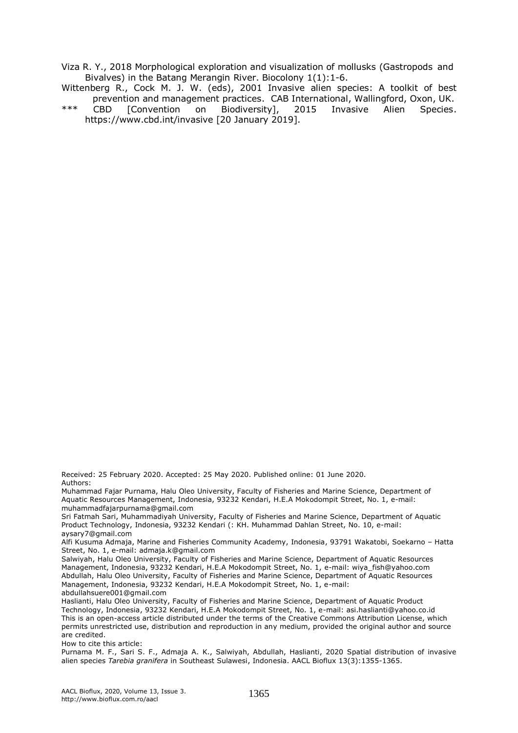Viza R. Y., 2018 Morphological exploration and visualization of mollusks (Gastropods and Bivalves) in the Batang Merangin River. Biocolony 1(1):1-6.

Wittenberg R., Cock M. J. W. (eds), 2001 Invasive alien species: A toolkit of best prevention and management practices. CAB International, Wallingford, Oxon, UK.

*** CBD [Convention on Biodiversity], 2015 Invasive Alien Species. https://www.cbd.int/invasive [20 January 2019].

Received: 25 February 2020. Accepted: 25 May 2020. Published online: 01 June 2020.

Authors:

Muhammad Fajar Purnama, Halu Oleo University, Faculty of Fisheries and Marine Science, Department of Aquatic Resources Management, Indonesia, 93232 Kendari, H.E.A Mokodompit Street, No. 1, e-mail: muhammadfajarpurnama@gmail.com

Sri Fatmah Sari, Muhammadiyah University, Faculty of Fisheries and Marine Science, Department of Aquatic Product Technology, Indonesia, 93232 Kendari (: KH. Muhammad Dahlan Street, No. 10, e-mail: aysary7@gmail.com

Alfi Kusuma Admaja, Marine and Fisheries Community Academy, Indonesia, 93791 Wakatobi, Soekarno – Hatta Street, No. 1, e-mail: admaja.k@gmail.com

Salwiyah, Halu Oleo University, Faculty of Fisheries and Marine Science, Department of Aquatic Resources Management, Indonesia, 93232 Kendari, H.E.A Mokodompit Street, No. 1, e-mail: wiya_fish@yahoo.com

Abdullah, Halu Oleo University, Faculty of Fisheries and Marine Science, Department of Aquatic Resources Management, Indonesia, 93232 Kendari, H.E.A Mokodompit Street, No. 1, e-mail: abdullahsuere001@gmail.com

Haslianti, Halu Oleo University, Faculty of Fisheries and Marine Science, Department of Aquatic Product Technology, Indonesia, 93232 Kendari, H.E.A Mokodompit Street, No. 1, e-mail: asi.haslianti@yahoo.co.id

This is an open-access article distributed under the terms of the Creative Commons Attribution License, which permits unrestricted use, distribution and reproduction in any medium, provided the original author and source are credited.

How to cite this article:

Purnama M. F., Sari S. F., Admaja A. K., Salwiyah, Abdullah, Haslianti, 2020 Spatial distribution of invasive alien species *Tarebia granifera* in Southeast Sulawesi, Indonesia. AACL Bioflux 13(3):1355-1365.